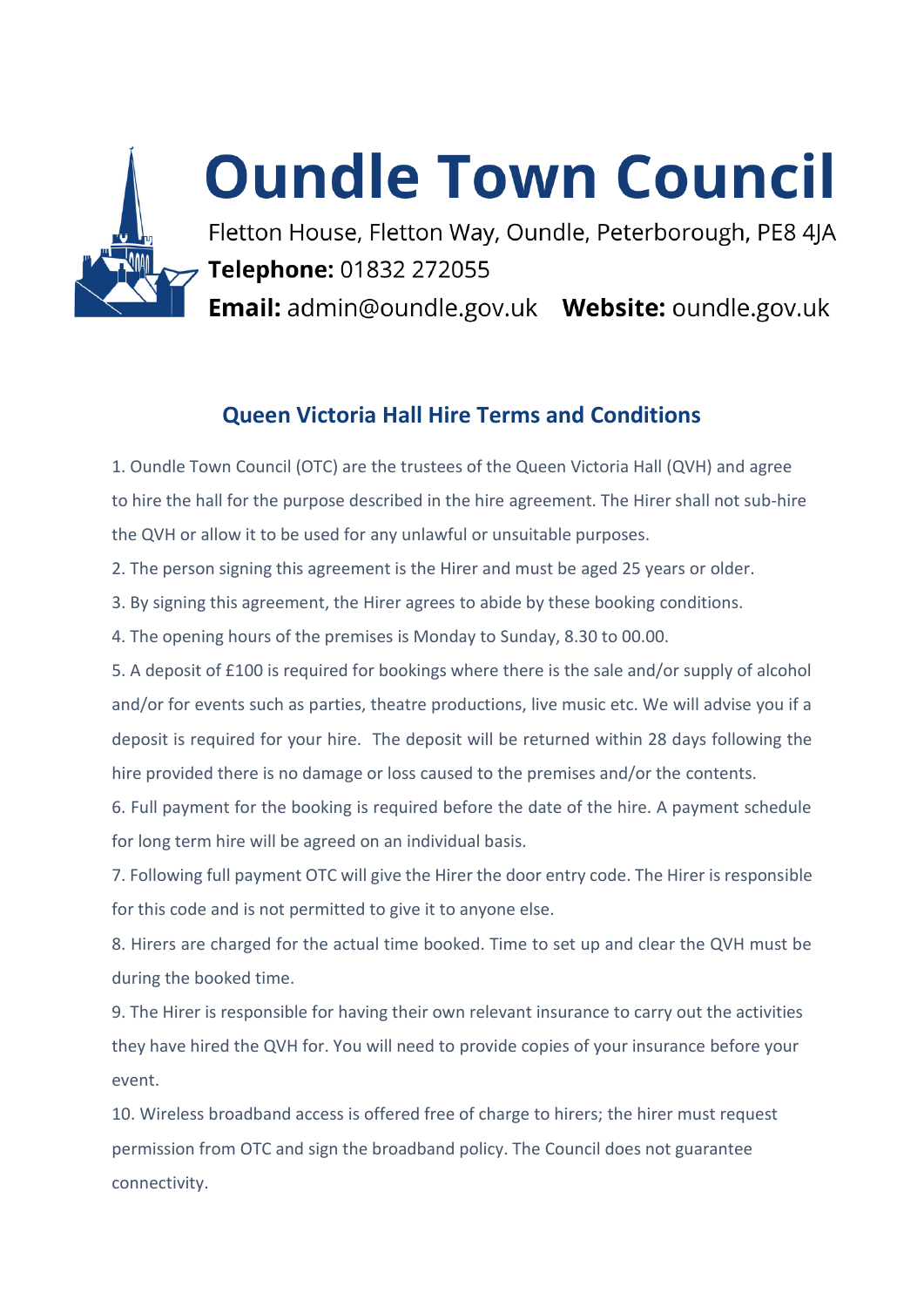# Oundle Town Council

Fletton House, Fletton Way, Oundle, Peterborough, PE8 4JA

**Telephone:** 01832 272055

**Email:** admin@oundle.gov.uk **Website:** oundle.gov.uk

## Queen Victoria Hall Hire Terms and Conditions

1. Oundle Town Council (OTC) are the trustees of the Queen Victoria Hall (QVH) and agree to hire the hall for the purpose described in the hire agreement. The Hirer shall not sub-hire the QVH or allow it to be used for any unlawful or unsuitable purposes.
2. The person signing this agreement is the Hirer and must be aged 25 years or older.
3. By signing this agreement, the Hirer agrees to abide by these booking conditions.
4. The opening hours of the premises is Monday to Sunday, 8.30 to 00.00.
5. A deposit of £100 is required for bookings where there is the sale and/or supply of alcohol and/or for events such as parties, theatre productions, live music etc. We will advise you if a deposit is required for your hire. The deposit will be returned within 28 days following the hire provided there is no damage or loss caused to the premises and/or the contents.
6. Full payment for the booking is required before the date of the hire. A payment schedule for long term hire will be agreed on an individual basis.
7. Following full payment OTC will give the Hirer the door entry code. The Hirer is responsible for this code and is not permitted to give it to anyone else.
8. Hirers are charged for the actual time booked. Time to set up and clear the QVH must be during the booked time.
9. The Hirer is responsible for having their own relevant insurance to carry out the activities they have hired the QVH for. You will need to provide copies of your insurance before your event.
10. Wireless broadband access is offered free of charge to hirers; the hirer must request permission from OTC and sign the broadband policy. The Council does not guarantee connectivity.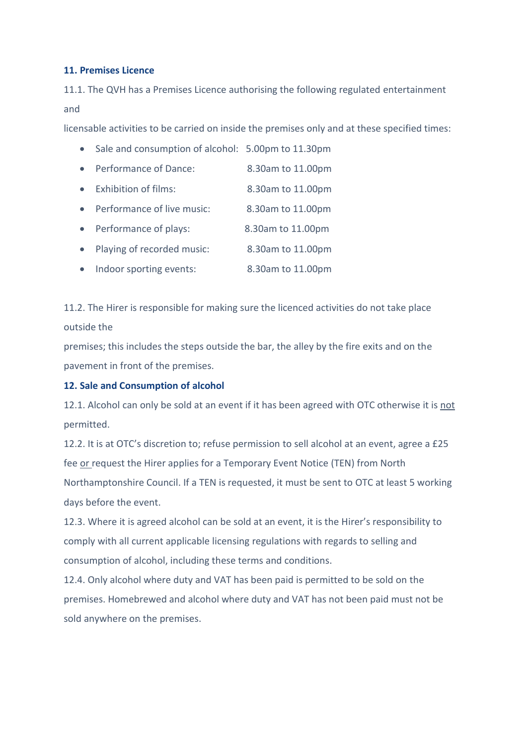### 11. Premises Licence

11.1. The QVH has a Premises Licence authorising the following regulated entertainment and licensable activities to be carried on inside the premises only and at these specified times:

- Sale and consumption of alcohol: 5.00pm to 11.30pm
- Performance of Dance: 8.30am to 11.00pm
- Exhibition of films: 8.30am to 11.00pm
- Performance of live music: 8.30am to 11.00pm
- Performance of plays: 8.30am to 11.00pm
- Playing of recorded music: 8.30am to 11.00pm
- Indoor sporting events: 8.30am to 11.00pm

11.2. The Hirer is responsible for making sure the licenced activities do not take place outside the premises; this includes the steps outside the bar, the alley by the fire exits and on the pavement in front of the premises.

### 12. Sale and Consumption of alcohol

12.1. Alcohol can only be sold at an event if it has been agreed with OTC otherwise it is <u>not</u> permitted.

12.2. It is at OTC's discretion to; refuse permission to sell alcohol at an event, agree a £25 fee <u>or</u> request the Hirer applies for a Temporary Event Notice (TEN) from North Northamptonshire Council. If a TEN is requested, it must be sent to OTC at least 5 working days before the event.

12.3. Where it is agreed alcohol can be sold at an event, it is the Hirer's responsibility to comply with all current applicable licensing regulations with regards to selling and consumption of alcohol, including these terms and conditions.

12.4. Only alcohol where duty and VAT has been paid is permitted to be sold on the premises. Homebrewed and alcohol where duty and VAT has not been paid must not be sold anywhere on the premises.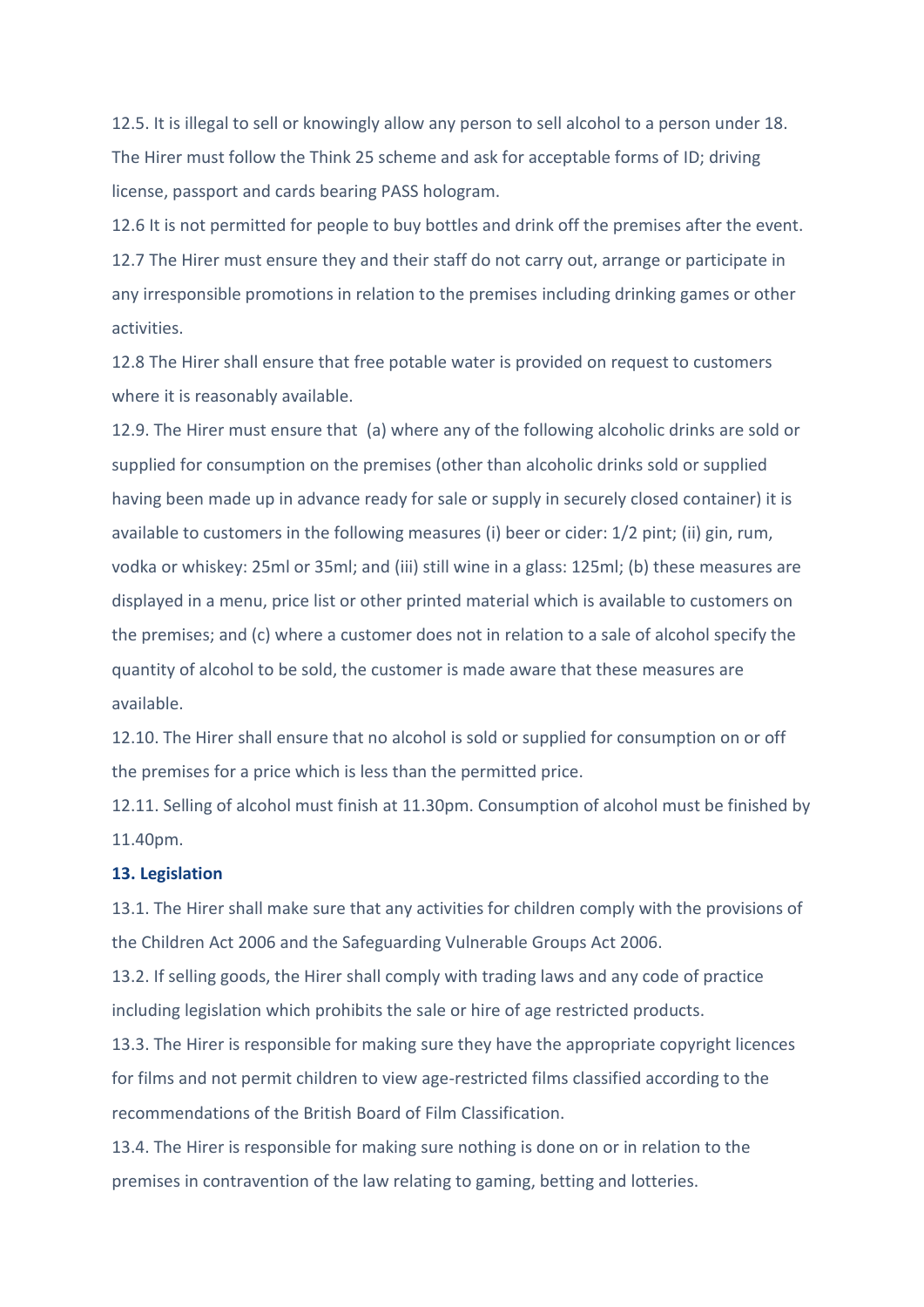12.5. It is illegal to sell or knowingly allow any person to sell alcohol to a person under 18. The Hirer must follow the Think 25 scheme and ask for acceptable forms of ID; driving license, passport and cards bearing PASS hologram.

12.6 It is not permitted for people to buy bottles and drink off the premises after the event.

12.7 The Hirer must ensure they and their staff do not carry out, arrange or participate in any irresponsible promotions in relation to the premises including drinking games or other activities.

12.8 The Hirer shall ensure that free potable water is provided on request to customers where it is reasonably available.

12.9. The Hirer must ensure that (a) where any of the following alcoholic drinks are sold or supplied for consumption on the premises (other than alcoholic drinks sold or supplied having been made up in advance ready for sale or supply in securely closed container) it is available to customers in the following measures (i) beer or cider: 1/2 pint; (ii) gin, rum, vodka or whiskey: 25ml or 35ml; and (iii) still wine in a glass: 125ml; (b) these measures are displayed in a menu, price list or other printed material which is available to customers on the premises; and (c) where a customer does not in relation to a sale of alcohol specify the quantity of alcohol to be sold, the customer is made aware that these measures are available.

12.10. The Hirer shall ensure that no alcohol is sold or supplied for consumption on or off the premises for a price which is less than the permitted price.

12.11. Selling of alcohol must finish at 11.30pm. Consumption of alcohol must be finished by 11.40pm.

**13. Legislation**

13.1. The Hirer shall make sure that any activities for children comply with the provisions of the Children Act 2006 and the Safeguarding Vulnerable Groups Act 2006.

13.2. If selling goods, the Hirer shall comply with trading laws and any code of practice including legislation which prohibits the sale or hire of age restricted products.

13.3. The Hirer is responsible for making sure they have the appropriate copyright licences for films and not permit children to view age-restricted films classified according to the recommendations of the British Board of Film Classification.

13.4. The Hirer is responsible for making sure nothing is done on or in relation to the premises in contravention of the law relating to gaming, betting and lotteries.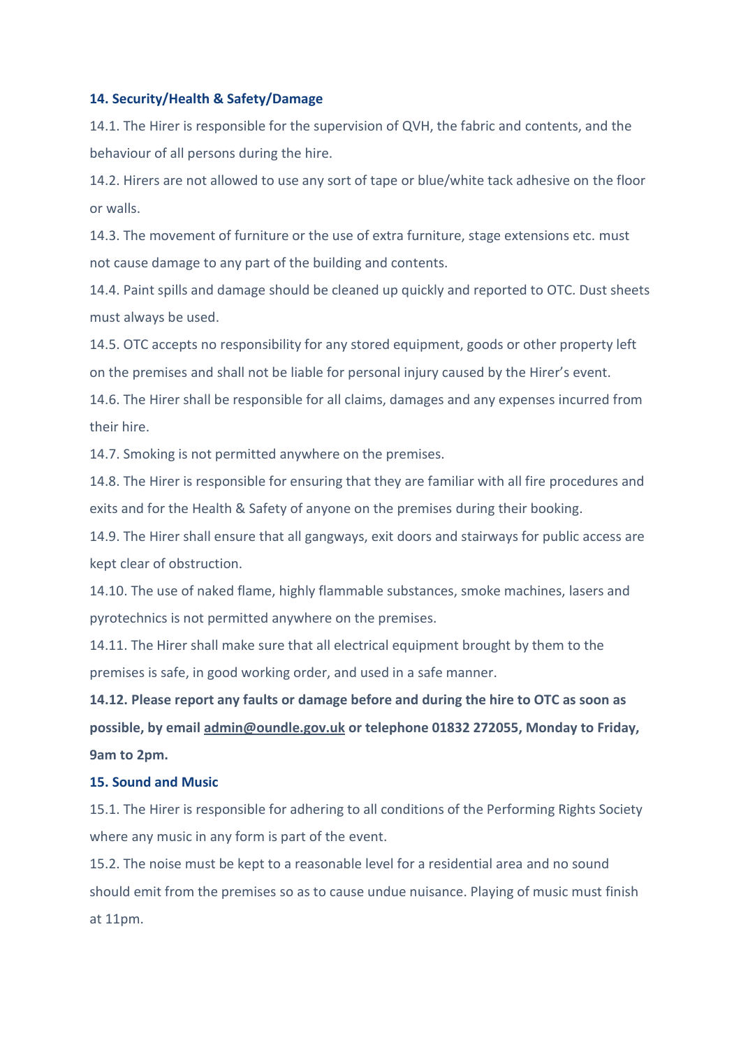## 14. Security/Health & Safety/Damage

14.1. The Hirer is responsible for the supervision of QVH, the fabric and contents, and the behaviour of all persons during the hire.

14.2. Hirers are not allowed to use any sort of tape or blue/white tack adhesive on the floor or walls.

14.3. The movement of furniture or the use of extra furniture, stage extensions etc. must not cause damage to any part of the building and contents.

14.4. Paint spills and damage should be cleaned up quickly and reported to OTC. Dust sheets must always be used.

14.5. OTC accepts no responsibility for any stored equipment, goods or other property left on the premises and shall not be liable for personal injury caused by the Hirer's event.

14.6. The Hirer shall be responsible for all claims, damages and any expenses incurred from their hire.

14.7. Smoking is not permitted anywhere on the premises.

14.8. The Hirer is responsible for ensuring that they are familiar with all fire procedures and exits and for the Health & Safety of anyone on the premises during their booking.

14.9. The Hirer shall ensure that all gangways, exit doors and stairways for public access are kept clear of obstruction.

14.10. The use of naked flame, highly flammable substances, smoke machines, lasers and pyrotechnics is not permitted anywhere on the premises.

14.11. The Hirer shall make sure that all electrical equipment brought by them to the premises is safe, in good working order, and used in a safe manner.

**14.12. Please report any faults or damage before and during the hire to OTC as soon as possible, by email admin@oundle.gov.uk or telephone 01832 272055, Monday to Friday, 9am to 2pm.**

## 15. Sound and Music

15.1. The Hirer is responsible for adhering to all conditions of the Performing Rights Society where any music in any form is part of the event.

15.2. The noise must be kept to a reasonable level for a residential area and no sound should emit from the premises so as to cause undue nuisance. Playing of music must finish at 11pm.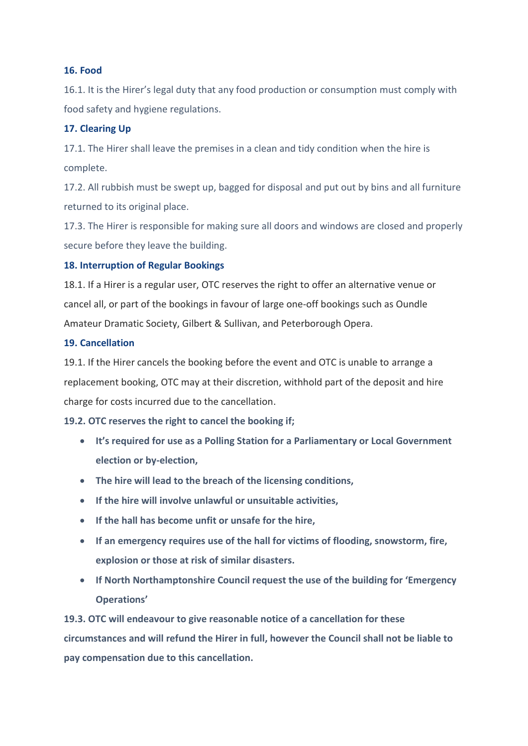### 16. Food

16.1. It is the Hirer's legal duty that any food production or consumption must comply with food safety and hygiene regulations.

### 17. Clearing Up

17.1. The Hirer shall leave the premises in a clean and tidy condition when the hire is complete.

17.2. All rubbish must be swept up, bagged for disposal and put out by bins and all furniture returned to its original place.

17.3. The Hirer is responsible for making sure all doors and windows are closed and properly secure before they leave the building.

### 18. Interruption of Regular Bookings

18.1. If a Hirer is a regular user, OTC reserves the right to offer an alternative venue or cancel all, or part of the bookings in favour of large one-off bookings such as Oundle Amateur Dramatic Society, Gilbert & Sullivan, and Peterborough Opera.

### 19. Cancellation

19.1. If the Hirer cancels the booking before the event and OTC is unable to arrange a replacement booking, OTC may at their discretion, withhold part of the deposit and hire charge for costs incurred due to the cancellation.

**19.2. OTC reserves the right to cancel the booking if;**

- **It's required for use as a Polling Station for a Parliamentary or Local Government election or by-election,**
- **The hire will lead to the breach of the licensing conditions,**
- **If the hire will involve unlawful or unsuitable activities,**
- **If the hall has become unfit or unsafe for the hire,**
- **If an emergency requires use of the hall for victims of flooding, snowstorm, fire, explosion or those at risk of similar disasters.**
- **If North Northamptonshire Council request the use of the building for 'Emergency Operations'**

**19.3. OTC will endeavour to give reasonable notice of a cancellation for these circumstances and will refund the Hirer in full, however the Council shall not be liable to pay compensation due to this cancellation.**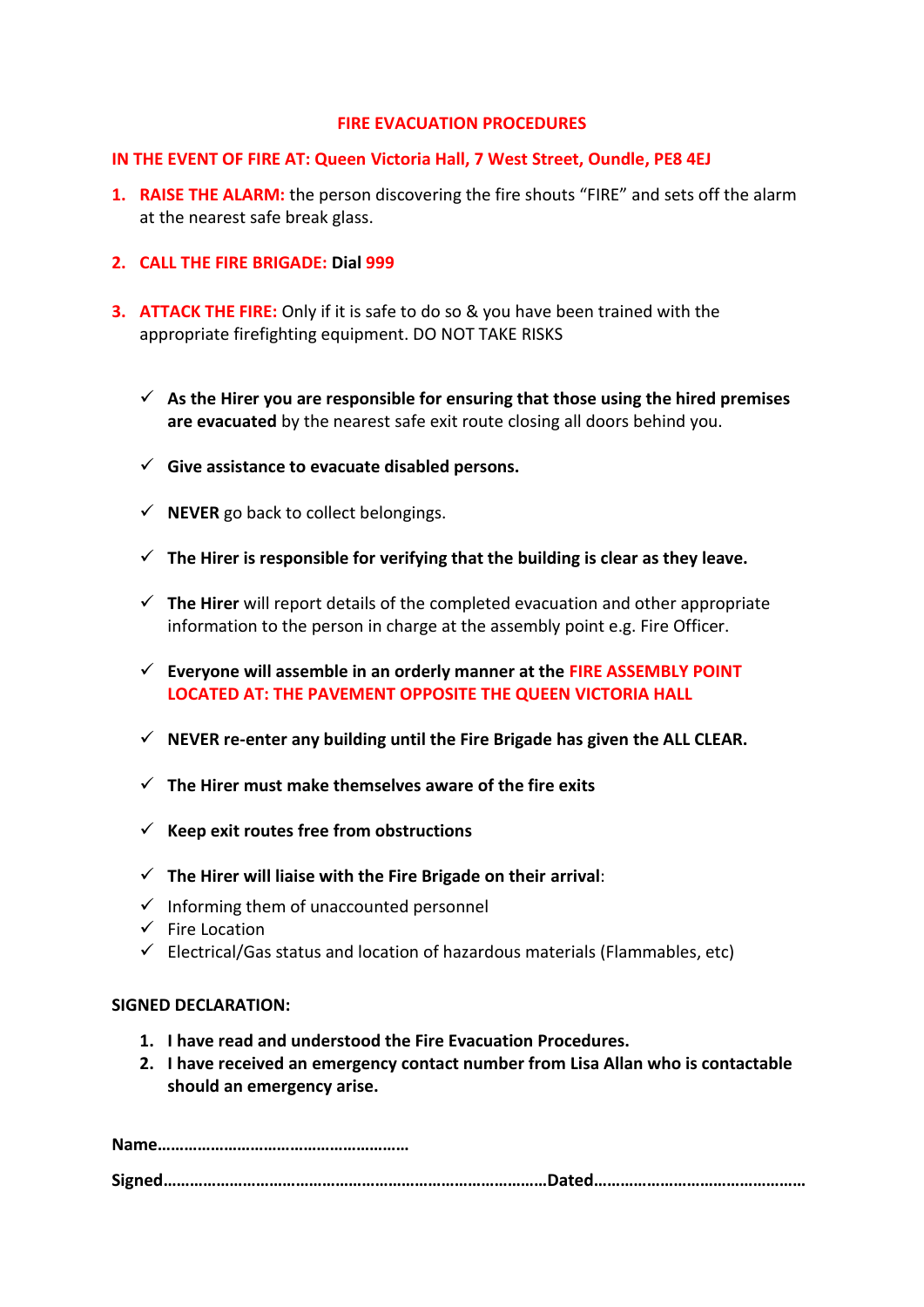# FIRE EVACUATION PROCEDURES

## IN THE EVENT OF FIRE AT: Queen Victoria Hall, 7 West Street, Oundle, PE8 4EJ

1. **RAISE THE ALARM:** the person discovering the fire shouts "FIRE" and sets off the alarm at the nearest safe break glass.

2. **CALL THE FIRE BRIGADE:** **Dial 999**

3. **ATTACK THE FIRE:** Only if it is safe to do so & you have been trained with the appropriate firefighting equipment. DO NOT TAKE RISKS

- ✓ **As the Hirer you are responsible for ensuring that those using the hired premises are evacuated** by the nearest safe exit route closing all doors behind you.

- ✓ **Give assistance to evacuate disabled persons.**

- ✓ **NEVER** go back to collect belongings.

- ✓ **The Hirer is responsible for verifying that the building is clear as they leave.**

- ✓ **The Hirer** will report details of the completed evacuation and other appropriate information to the person in charge at the assembly point e.g. Fire Officer.

- ✓ **Everyone will assemble in an orderly manner at the FIRE ASSEMBLY POINT LOCATED AT: THE PAVEMENT OPPOSITE THE QUEEN VICTORIA HALL**

- ✓ **NEVER re-enter any building until the Fire Brigade has given the ALL CLEAR.**

- ✓ **The Hirer must make themselves aware of the fire exits**

- ✓ **Keep exit routes free from obstructions**

- ✓ **The Hirer will liaise with the Fire Brigade on their arrival**:
- ✓ Informing them of unaccounted personnel
- ✓ Fire Location
- ✓ Electrical/Gas status and location of hazardous materials (Flammables, etc)

**SIGNED DECLARATION:**

1. **I have read and understood the Fire Evacuation Procedures.**
2. **I have received an emergency contact number from Lisa Allan who is contactable should an emergency arise.**

**Name………………………………………………**

**Signed……………………………………………………………………………Dated………………………………………**